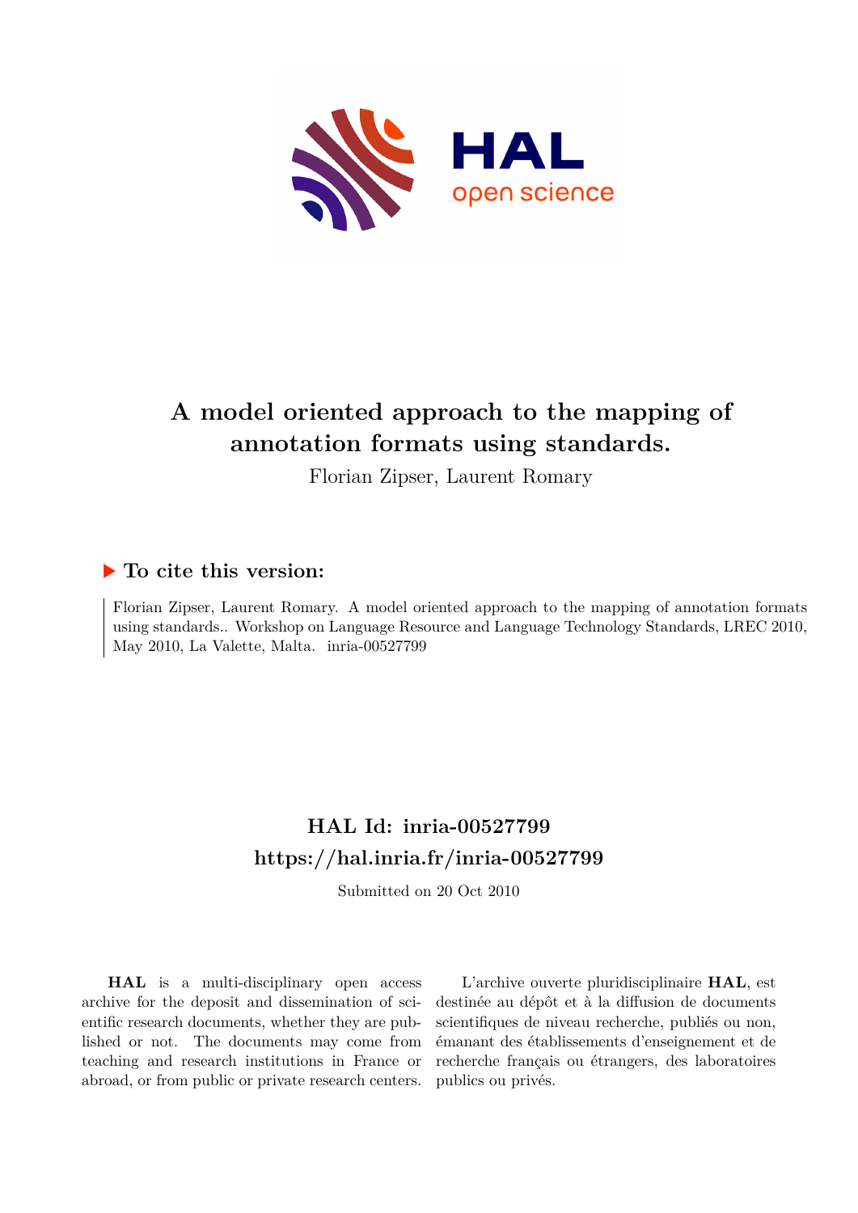# A model oriented approach to the mapping of annotation formats using standards.

Florian Zipser, Laurent Romary

## ▶ To cite this version:

Florian Zipser, Laurent Romary. A model oriented approach to the mapping of annotation formats using standards.. Workshop on Language Resource and Language Technology Standards, LREC 2010, May 2010, La Valette, Malta. inria-00527799

## HAL Id: inria-00527799

## https://hal.inria.fr/inria-00527799

Submitted on 20 Oct 2010

**HAL** is a multi-disciplinary open access archive for the deposit and dissemination of scientific research documents, whether they are published or not. The documents may come from teaching and research institutions in France or abroad, or from public or private research centers.

L'archive ouverte pluridisciplinaire **HAL**, est destinée au dépôt et à la diffusion de documents scientifiques de niveau recherche, publiés ou non, émanant des établissements d'enseignement et de recherche français ou étrangers, des laboratoires publics ou privés.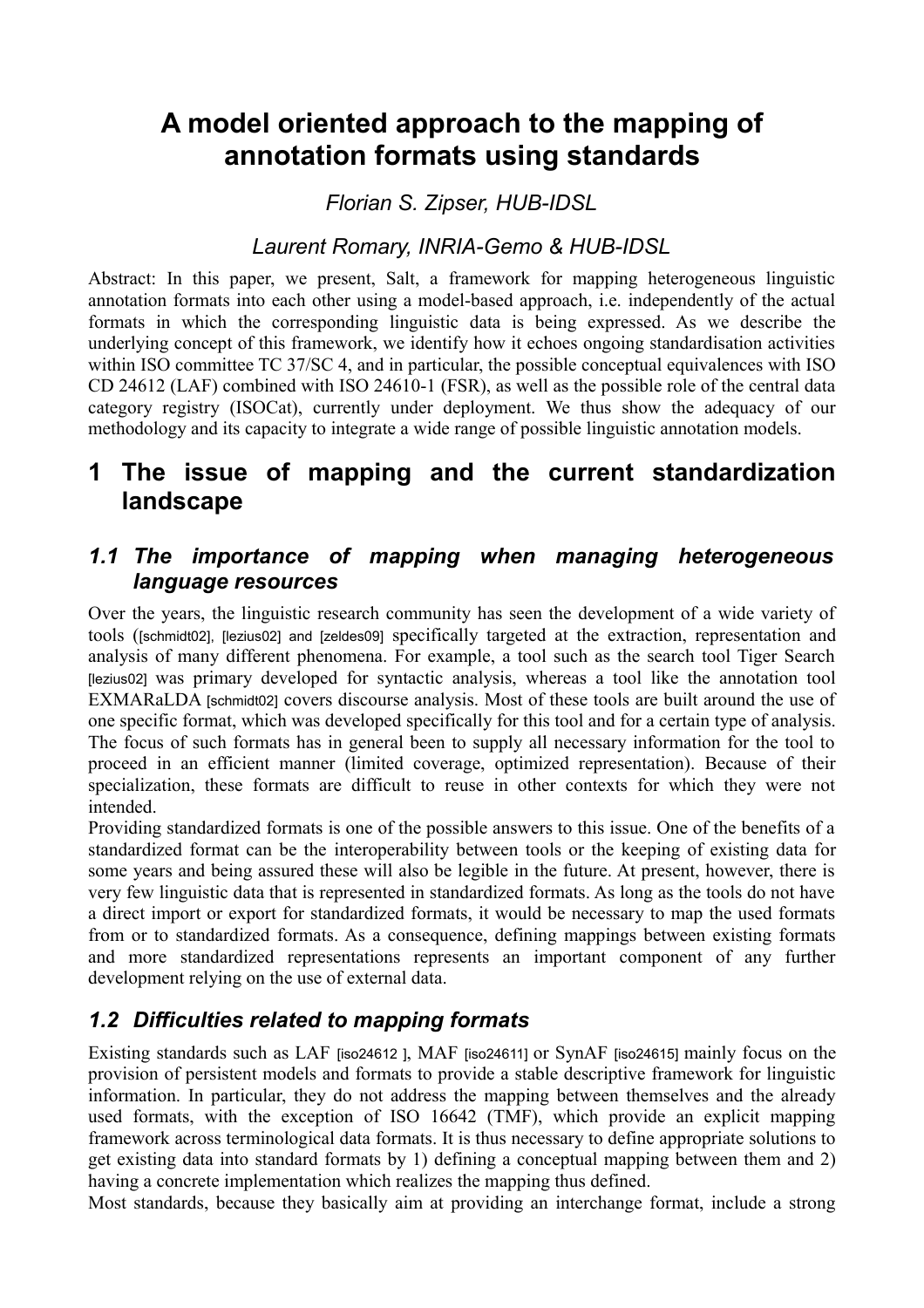# A model oriented approach to the mapping of annotation formats using standards

*Florian S. Zipser, HUB-IDSL*

*Laurent Romary, INRIA-Gemo & HUB-IDSL*

Abstract: In this paper, we present, Salt, a framework for mapping heterogeneous linguistic annotation formats into each other using a model-based approach, i.e. independently of the actual formats in which the corresponding linguistic data is being expressed. As we describe the underlying concept of this framework, we identify how it echoes ongoing standardisation activities within ISO committee TC 37/SC 4, and in particular, the possible conceptual equivalences with ISO CD 24612 (LAF) combined with ISO 24610-1 (FSR), as well as the possible role of the central data category registry (ISOCat), currently under deployment. We thus show the adequacy of our methodology and its capacity to integrate a wide range of possible linguistic annotation models.

## 1 The issue of mapping and the current standardization landscape

### *1.1 The importance of mapping when managing heterogeneous language resources*

Over the years, the linguistic research community has seen the development of a wide variety of tools ([schmidt02], [lezius02] and [zeldes09] specifically targeted at the extraction, representation and analysis of many different phenomena. For example, a tool such as the search tool Tiger Search [lezius02] was primary developed for syntactic analysis, whereas a tool like the annotation tool EXMARaLDA [schmidt02] covers discourse analysis. Most of these tools are built around the use of one specific format, which was developed specifically for this tool and for a certain type of analysis. The focus of such formats has in general been to supply all necessary information for the tool to proceed in an efficient manner (limited coverage, optimized representation). Because of their specialization, these formats are difficult to reuse in other contexts for which they were not intended.

Providing standardized formats is one of the possible answers to this issue. One of the benefits of a standardized format can be the interoperability between tools or the keeping of existing data for some years and being assured these will also be legible in the future. At present, however, there is very few linguistic data that is represented in standardized formats. As long as the tools do not have a direct import or export for standardized formats, it would be necessary to map the used formats from or to standardized formats. As a consequence, defining mappings between existing formats and more standardized representations represents an important component of any further development relying on the use of external data.

### *1.2 Difficulties related to mapping formats*

Existing standards such as LAF [iso24612 ], MAF [iso24611] or SynAF [iso24615] mainly focus on the provision of persistent models and formats to provide a stable descriptive framework for linguistic information. In particular, they do not address the mapping between themselves and the already used formats, with the exception of ISO 16642 (TMF), which provide an explicit mapping framework across terminological data formats. It is thus necessary to define appropriate solutions to get existing data into standard formats by 1) defining a conceptual mapping between them and 2) having a concrete implementation which realizes the mapping thus defined.

Most standards, because they basically aim at providing an interchange format, include a strong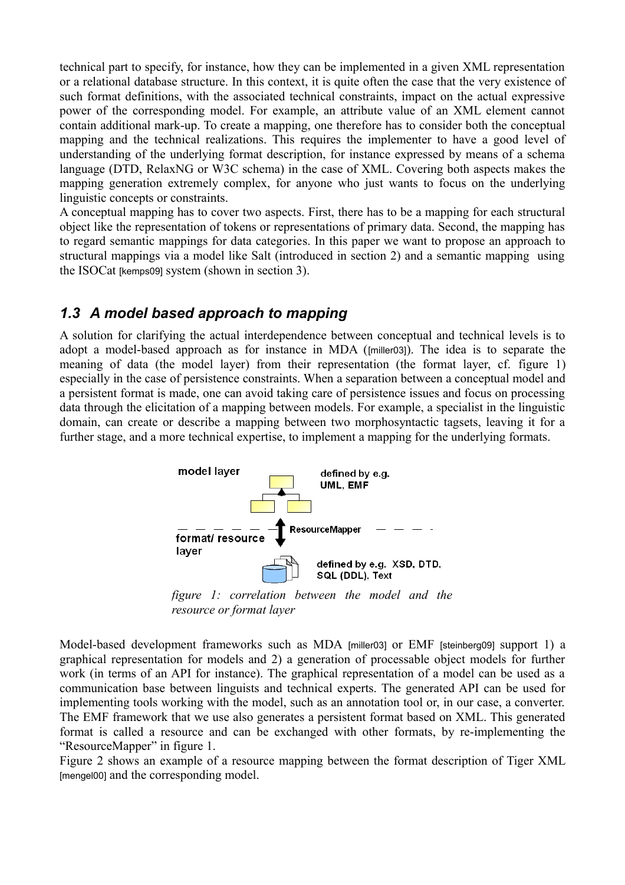technical part to specify, for instance, how they can be implemented in a given XML representation or a relational database structure. In this context, it is quite often the case that the very existence of such format definitions, with the associated technical constraints, impact on the actual expressive power of the corresponding model. For example, an attribute value of an XML element cannot contain additional mark-up. To create a mapping, one therefore has to consider both the conceptual mapping and the technical realizations. This requires the implementer to have a good level of understanding of the underlying format description, for instance expressed by means of a schema language (DTD, RelaxNG or W3C schema) in the case of XML. Covering both aspects makes the mapping generation extremely complex, for anyone who just wants to focus on the underlying linguistic concepts or constraints.

A conceptual mapping has to cover two aspects. First, there has to be a mapping for each structural object like the representation of tokens or representations of primary data. Second, the mapping has to regard semantic mappings for data categories. In this paper we want to propose an approach to structural mappings via a model like Salt (introduced in section 2) and a semantic mapping using the ISOCat [kemps09] system (shown in section 3).

## *1.3 A model based approach to mapping*

A solution for clarifying the actual interdependence between conceptual and technical levels is to adopt a model-based approach as for instance in MDA ([miller03]). The idea is to separate the meaning of data (the model layer) from their representation (the format layer, cf. figure 1) especially in the case of persistence constraints. When a separation between a conceptual model and a persistent format is made, one can avoid taking care of persistence issues and focus on processing data through the elicitation of a mapping between models. For example, a specialist in the linguistic domain, can create or describe a mapping between two morphosyntactic tagsets, leaving it for a further stage, and a more technical expertise, to implement a mapping for the underlying formats.

*figure 1: correlation between the model and the resource or format layer*

Model-based development frameworks such as MDA [miller03] or EMF [steinberg09] support 1) a graphical representation for models and 2) a generation of processable object models for further work (in terms of an API for instance). The graphical representation of a model can be used as a communication base between linguists and technical experts. The generated API can be used for implementing tools working with the model, such as an annotation tool or, in our case, a converter. The EMF framework that we use also generates a persistent format based on XML. This generated format is called a resource and can be exchanged with other formats, by re-implementing the "ResourceMapper" in figure 1.

Figure 2 shows an example of a resource mapping between the format description of Tiger XML [mengel00] and the corresponding model.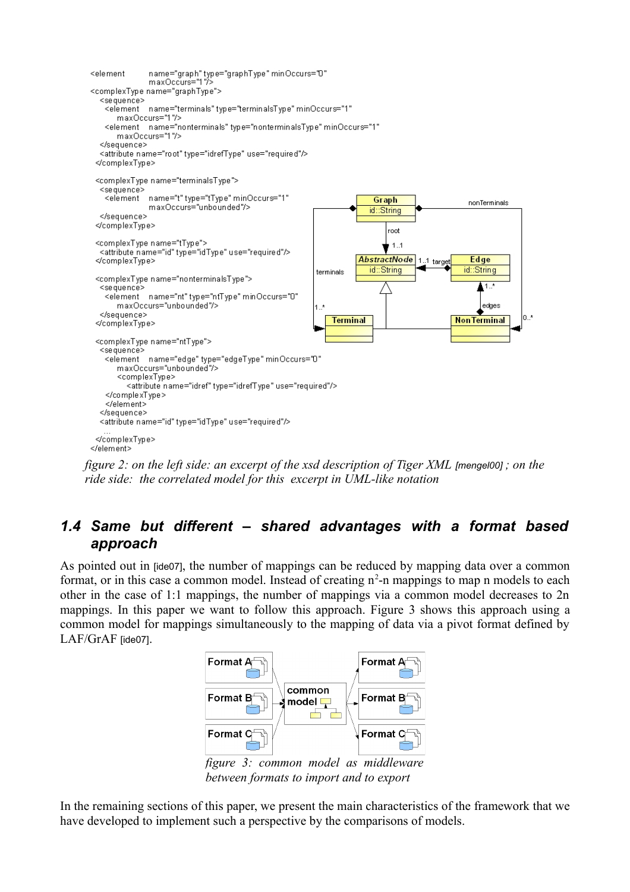```
<element       name="graph" type="graphType" minOccurs="0"
               maxOccurs="1"/>
<complexType name="graphType">
  <sequence>
    <element   name="terminals" type="terminalsType" minOccurs="1"
        maxOccurs="1"/>
    <element   name="nonterminals" type="nonterminalsType" minOccurs="1"
        maxOccurs="1"/>
  </sequence>
  <attribute name="root" type="idrefType" use="required"/>
</complexType>

<complexType name="terminalsType">
  <sequence>
    <element   name="t" type="tType" minOccurs="1"
               maxOccurs="unbounded"/>
  </sequence>
</complexType>

<complexType name="tType">
  <attribute name="id" type="idType" use="required"/>
</complexType>

<complexType name="nonterminalsType">
  <sequence>
    <element   name="nt" type="ntType" minOccurs="0"
        maxOccurs="unbounded"/>
  </sequence>
</complexType>

<complexType name="ntType">
  <sequence>
    <element   name="edge" type="edgeType" minOccurs="0"
        maxOccurs="unbounded"/>
        <complexType>
          <attribute name="idref" type="idrefType" use="required"/>
        </complexType>
    </element>
  </sequence>
  <attribute name="id" type="idType" use="required"/>
  ...
</complexType>
</element>
```

*figure 2: on the left side: an excerpt of the xsd description of Tiger XML [mengel00] ; on the ride side: the correlated model for this excerpt in UML-like notation*

## 1.4 Same but different – shared advantages with a format based approach

As pointed out in [ide07], the number of mappings can be reduced by mapping data over a common format, or in this case a common model. Instead of creating $n^2$-n mappings to map n models to each other in the case of 1:1 mappings, the number of mappings via a common model decreases to 2n mappings. In this paper we want to follow this approach. Figure 3 shows this approach using a common model for mappings simultaneously to the mapping of data via a pivot format defined by LAF/GrAF [ide07].

*figure 3: common model as middleware between formats to import and to export*

In the remaining sections of this paper, we present the main characteristics of the framework that we have developed to implement such a perspective by the comparisons of models.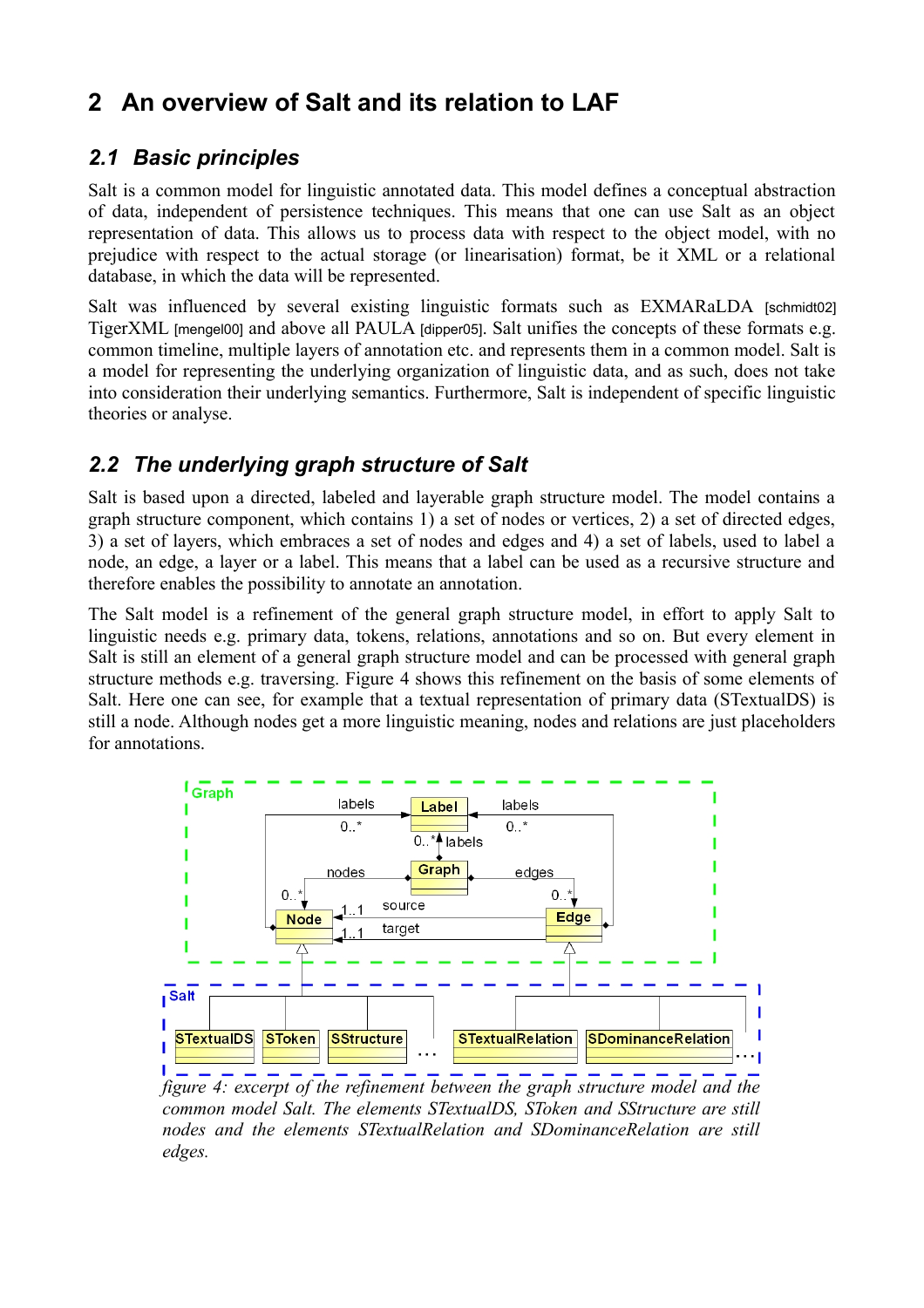## 2 An overview of Salt and its relation to LAF

### 2.1 Basic principles

Salt is a common model for linguistic annotated data. This model defines a conceptual abstraction of data, independent of persistence techniques. This means that one can use Salt as an object representation of data. This allows us to process data with respect to the object model, with no prejudice with respect to the actual storage (or linearisation) format, be it XML or a relational database, in which the data will be represented.

Salt was influenced by several existing linguistic formats such as EXMARaLDA [schmidt02] TigerXML [mengel00] and above all PAULA [dipper05]. Salt unifies the concepts of these formats e.g. common timeline, multiple layers of annotation etc. and represents them in a common model. Salt is a model for representing the underlying organization of linguistic data, and as such, does not take into consideration their underlying semantics. Furthermore, Salt is independent of specific linguistic theories or analyse.

### 2.2 The underlying graph structure of Salt

Salt is based upon a directed, labeled and layerable graph structure model. The model contains a graph structure component, which contains 1) a set of nodes or vertices, 2) a set of directed edges, 3) a set of layers, which embraces a set of nodes and edges and 4) a set of labels, used to label a node, an edge, a layer or a label. This means that a label can be used as a recursive structure and therefore enables the possibility to annotate an annotation.

The Salt model is a refinement of the general graph structure model, in effort to apply Salt to linguistic needs e.g. primary data, tokens, relations, annotations and so on. But every element in Salt is still an element of a general graph structure model and can be processed with general graph structure methods e.g. traversing. Figure 4 shows this refinement on the basis of some elements of Salt. Here one can see, for example that a textual representation of primary data (STextualDS) is still a node. Although nodes get a more linguistic meaning, nodes and relations are just placeholders for annotations.

*figure 4: excerpt of the refinement between the graph structure model and the common model Salt. The elements STextualDS, SToken and SStructure are still nodes and the elements STextualRelation and SDominanceRelation are still edges.*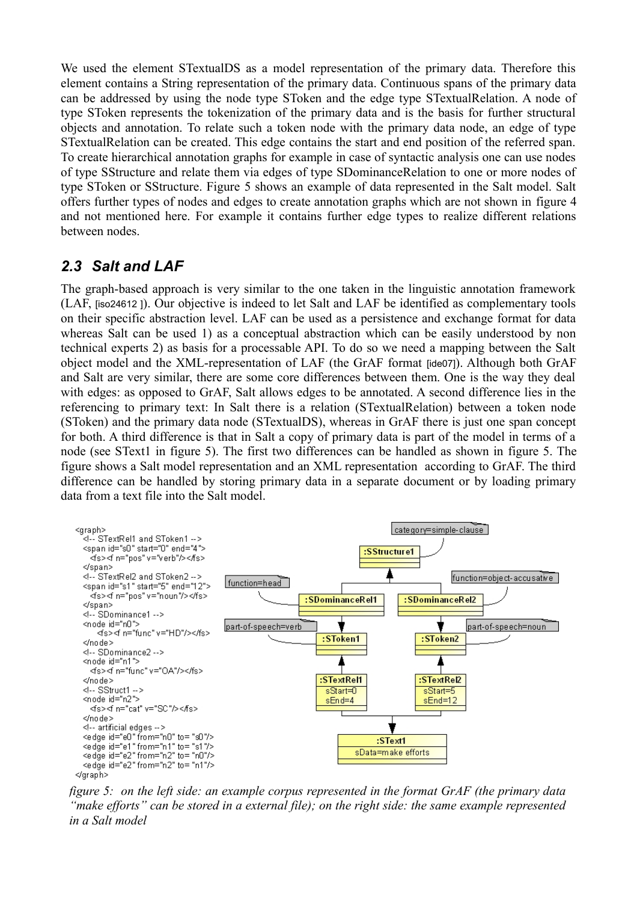We used the element STextualDS as a model representation of the primary data. Therefore this element contains a String representation of the primary data. Continuous spans of the primary data can be addressed by using the node type SToken and the edge type STextualRelation. A node of type SToken represents the tokenization of the primary data and is the basis for further structural objects and annotation. To relate such a token node with the primary data node, an edge of type STextualRelation can be created. This edge contains the start and end position of the referred span. To create hierarchical annotation graphs for example in case of syntactic analysis one can use nodes of type SStructure and relate them via edges of type SDominanceRelation to one or more nodes of type SToken or SStructure. Figure 5 shows an example of data represented in the Salt model. Salt offers further types of nodes and edges to create annotation graphs which are not shown in figure 4 and not mentioned here. For example it contains further edge types to realize different relations between nodes.

## *2.3 Salt and LAF*

The graph-based approach is very similar to the one taken in the linguistic annotation framework (LAF, [iso24612 ]). Our objective is indeed to let Salt and LAF be identified as complementary tools on their specific abstraction level. LAF can be used as a persistence and exchange format for data whereas Salt can be used 1) as a conceptual abstraction which can be easily understood by non technical experts 2) as basis for a processable API. To do so we need a mapping between the Salt object model and the XML-representation of LAF (the GrAF format [ide07]). Although both GrAF and Salt are very similar, there are some core differences between them. One is the way they deal with edges: as opposed to GrAF, Salt allows edges to be annotated. A second difference lies in the referencing to primary text: In Salt there is a relation (STextualRelation) between a token node (SToken) and the primary data node (STextualDS), whereas in GrAF there is just one span concept for both. A third difference is that in Salt a copy of primary data is part of the model in terms of a node (see SText1 in figure 5). The first two differences can be handled as shown in figure 5. The figure shows a Salt model representation and an XML representation according to GrAF. The third difference can be handled by storing primary data in a separate document or by loading primary data from a text file into the Salt model.

```
<graph>
  <!-- STextRel1 and SToken1 -->
  <span id="s0" start="0" end="4">
    <fs><f n="pos" v="verb"/></fs>
  </span>
  <!-- STextRel2 and SToken2 -->
  <span id="s1" start="5" end="12">
    <fs><f n="pos" v="noun"/></fs>
  </span>
  <!-- SDominance1 -->
  <node id="n0">
      <fs><f n="func" v="HD"/></fs>
  </node>
  <!-- SDominance2 -->
  <node id="n1">
    <fs><f n="func" v="OA"/></fs>
  </node>
  <!-- SStruct1 -->
  <node id="n2">
    <fs><f n="cat" v="SC"/></fs>
  </node>
  <!-- artificial edges -->
  <edge id="e0" from="n0" to= "s0"/>
  <edge id="e1" from="n1" to= "s1"/>
  <edge id="e2" from="n2" to= "n0"/>
  <edge id="e2" from="n2" to= "n1"/>
</graph>
```

*figure 5: on the left side: an example corpus represented in the format GrAF (the primary data “make efforts” can be stored in a external file); on the right side: the same example represented in a Salt model*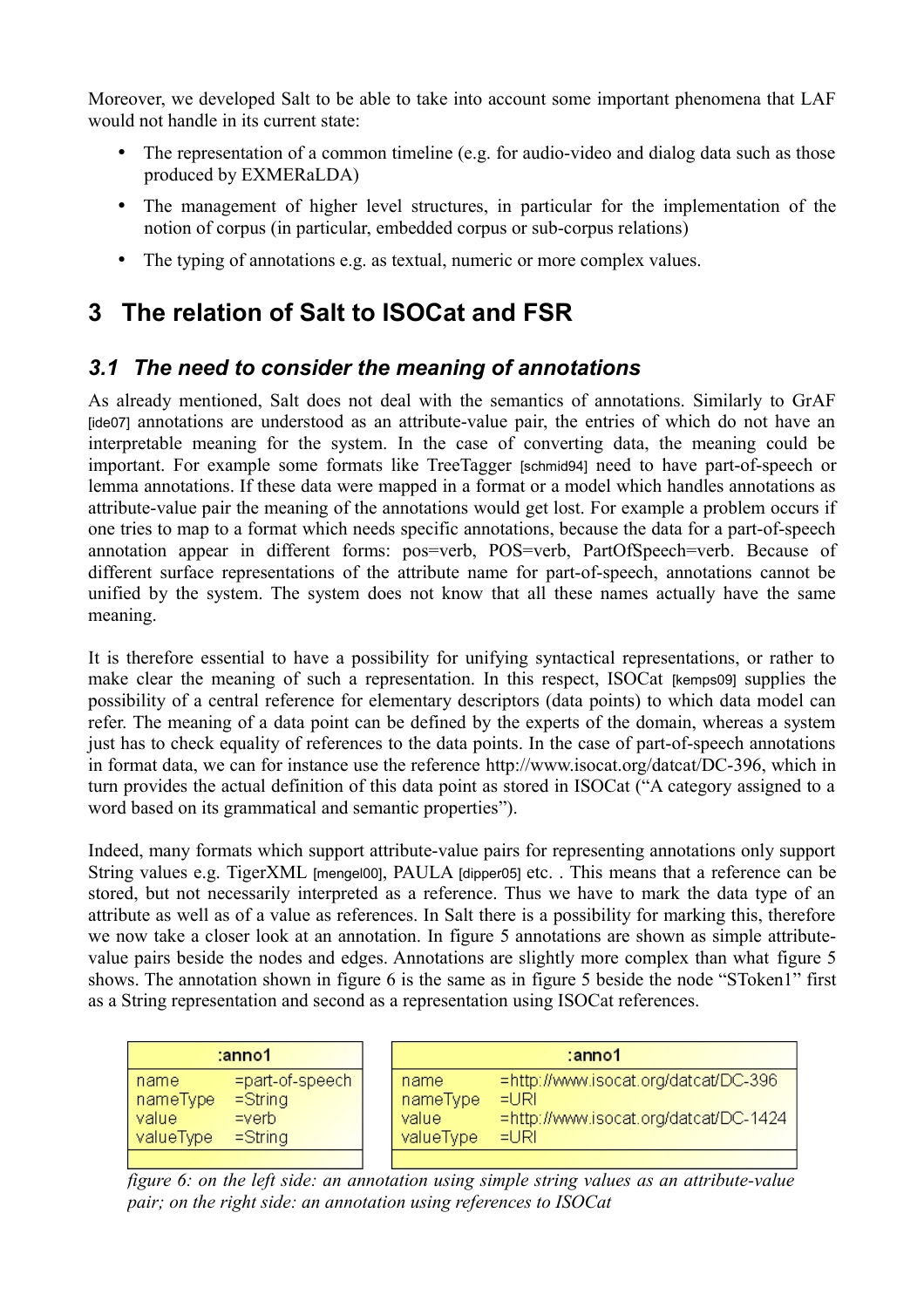Moreover, we developed Salt to be able to take into account some important phenomena that LAF would not handle in its current state:

- The representation of a common timeline (e.g. for audio-video and dialog data such as those produced by EXMERaLDA)
- The management of higher level structures, in particular for the implementation of the notion of corpus (in particular, embedded corpus or sub-corpus relations)
- The typing of annotations e.g. as textual, numeric or more complex values.

# 3 The relation of Salt to ISOCat and FSR

## *3.1 The need to consider the meaning of annotations*

As already mentioned, Salt does not deal with the semantics of annotations. Similarly to GrAF [ide07] annotations are understood as an attribute-value pair, the entries of which do not have an interpretable meaning for the system. In the case of converting data, the meaning could be important. For example some formats like TreeTagger [schmid94] need to have part-of-speech or lemma annotations. If these data were mapped in a format or a model which handles annotations as attribute-value pair the meaning of the annotations would get lost. For example a problem occurs if one tries to map to a format which needs specific annotations, because the data for a part-of-speech annotation appear in different forms: pos=verb, POS=verb, PartOfSpeech=verb. Because of different surface representations of the attribute name for part-of-speech, annotations cannot be unified by the system. The system does not know that all these names actually have the same meaning.

It is therefore essential to have a possibility for unifying syntactical representations, or rather to make clear the meaning of such a representation. In this respect, ISOCat [kemps09] supplies the possibility of a central reference for elementary descriptors (data points) to which data model can refer. The meaning of a data point can be defined by the experts of the domain, whereas a system just has to check equality of references to the data points. In the case of part-of-speech annotations in format data, we can for instance use the reference http://www.isocat.org/datcat/DC-396, which in turn provides the actual definition of this data point as stored in ISOCat ("A category assigned to a word based on its grammatical and semantic properties").

Indeed, many formats which support attribute-value pairs for representing annotations only support String values e.g. TigerXML [mengel00], PAULA [dipper05] etc. . This means that a reference can be stored, but not necessarily interpreted as a reference. Thus we have to mark the data type of an attribute as well as of a value as references. In Salt there is a possibility for marking this, therefore we now take a closer look at an annotation. In figure 5 annotations are shown as simple attribute-value pairs beside the nodes and edges. Annotations are slightly more complex than what figure 5 shows. The annotation shown in figure 6 is the same as in figure 5 beside the node "SToken1" first as a String representation and second as a representation using ISOCat references.

| :anno1 | |
|---|---|
| name | =part-of-speech |
| nameType | =String |
| value | =verb |
| valueType | =String |

| :anno1 | |
|---|---|
| name | =http://www.isocat.org/datcat/DC-396 |
| nameType | =URI |
| value | =http://www.isocat.org/datcat/DC-1424 |
| valueType | =URI |

*figure 6: on the left side: an annotation using simple string values as an attribute-value pair; on the right side: an annotation using references to ISOCat*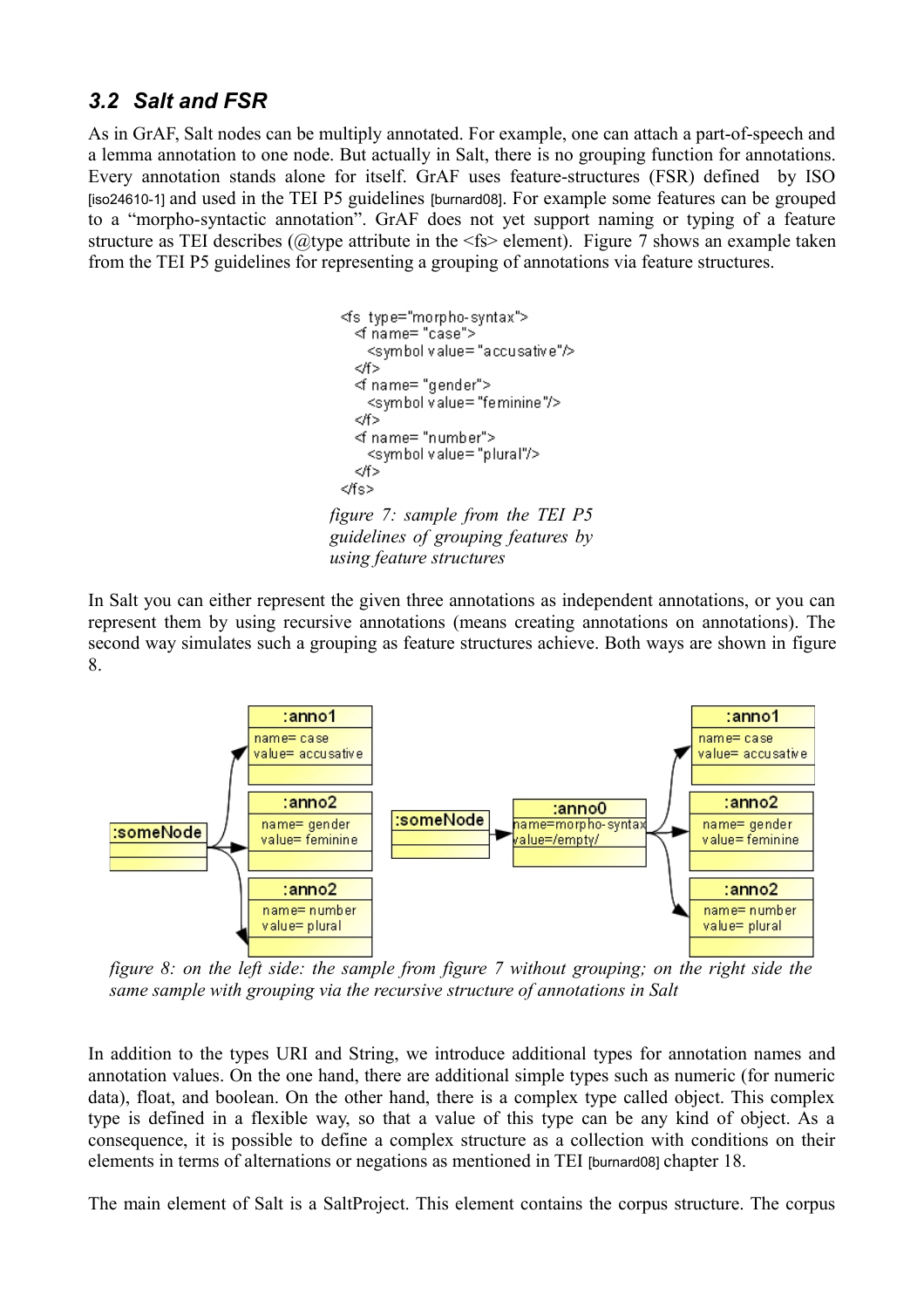### 3.2 Salt and FSR

As in GrAF, Salt nodes can be multiply annotated. For example, one can attach a part-of-speech and a lemma annotation to one node. But actually in Salt, there is no grouping function for annotations. Every annotation stands alone for itself. GrAF uses feature-structures (FSR) defined by ISO [iso24610-1] and used in the TEI P5 guidelines [burnard08]. For example some features can be grouped to a "morpho-syntactic annotation". GrAF does not yet support naming or typing of a feature structure as TEI describes (@type attribute in the <fs> element). Figure 7 shows an example taken from the TEI P5 guidelines for representing a grouping of annotations via feature structures.

```
<fs type="morpho-syntax">
  <f name="case">
    <symbol value="accusative"/>
  </f>
  <f name="gender">
    <symbol value="feminine"/>
  </f>
  <f name="number">
    <symbol value="plural"/>
  </f>
</fs>
```

*figure 7: sample from the TEI P5 guidelines of grouping features by using feature structures*

In Salt you can either represent the given three annotations as independent annotations, or you can represent them by using recursive annotations (means creating annotations on annotations). The second way simulates such a grouping as feature structures achieve. Both ways are shown in figure 8.

*figure 8: on the left side: the sample from figure 7 without grouping; on the right side the same sample with grouping via the recursive structure of annotations in Salt*

In addition to the types URI and String, we introduce additional types for annotation names and annotation values. On the one hand, there are additional simple types such as numeric (for numeric data), float, and boolean. On the other hand, there is a complex type called object. This complex type is defined in a flexible way, so that a value of this type can be any kind of object. As a consequence, it is possible to define a complex structure as a collection with conditions on their elements in terms of alternations or negations as mentioned in TEI [burnard08] chapter 18.

The main element of Salt is a SaltProject. This element contains the corpus structure. The corpus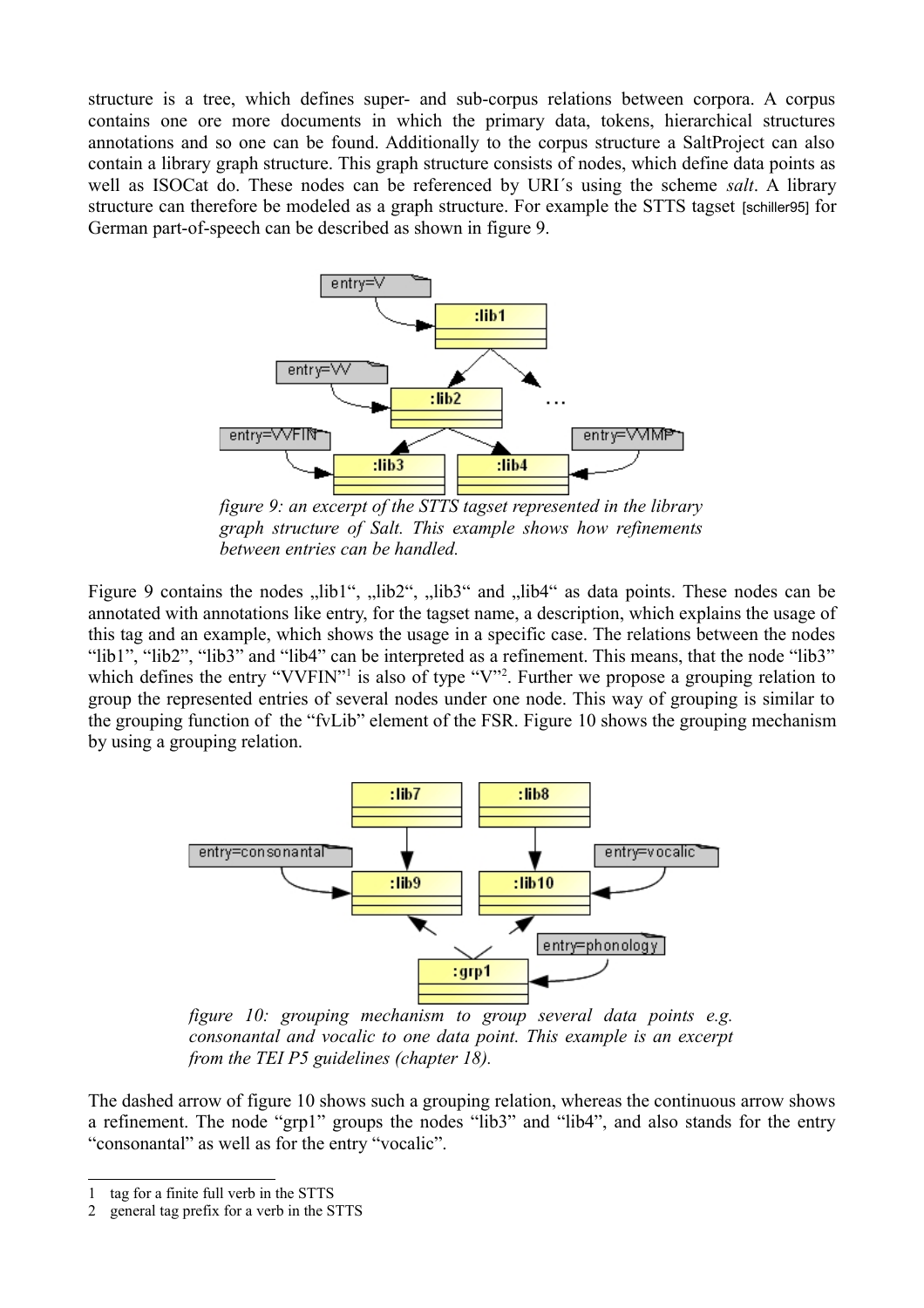structure is a tree, which defines super- and sub-corpus relations between corpora. A corpus contains one ore more documents in which the primary data, tokens, hierarchical structures annotations and so one can be found. Additionally to the corpus structure a SaltProject can also contain a library graph structure. This graph structure consists of nodes, which define data points as well as ISOCat do. These nodes can be referenced by URI´s using the scheme *salt*. A library structure can therefore be modeled as a graph structure. For example the STTS tagset [schiller95] for German part-of-speech can be described as shown in figure 9.

*figure 9: an excerpt of the STTS tagset represented in the library graph structure of Salt. This example shows how refinements between entries can be handled.*

Figure 9 contains the nodes „lib1", „lib2", „lib3" and „lib4" as data points. These nodes can be annotated with annotations like entry, for the tagset name, a description, which explains the usage of this tag and an example, which shows the usage in a specific case. The relations between the nodes "lib1", "lib2", "lib3" and "lib4" can be interpreted as a refinement. This means, that the node "lib3" which defines the entry "VVFIN"[1] is also of type "V"[2]. Further we propose a grouping relation to group the represented entries of several nodes under one node. This way of grouping is similar to the grouping function of the "fvLib" element of the FSR. Figure 10 shows the grouping mechanism by using a grouping relation.

*figure 10: grouping mechanism to group several data points e.g. consonantal and vocalic to one data point. This example is an excerpt from the TEI P5 guidelines (chapter 18).*

The dashed arrow of figure 10 shows such a grouping relation, whereas the continuous arrow shows a refinement. The node "grp1" groups the nodes "lib3" and "lib4", and also stands for the entry "consonantal" as well as for the entry "vocalic".

---

1 tag for a finite full verb in the STTS

2 general tag prefix for a verb in the STTS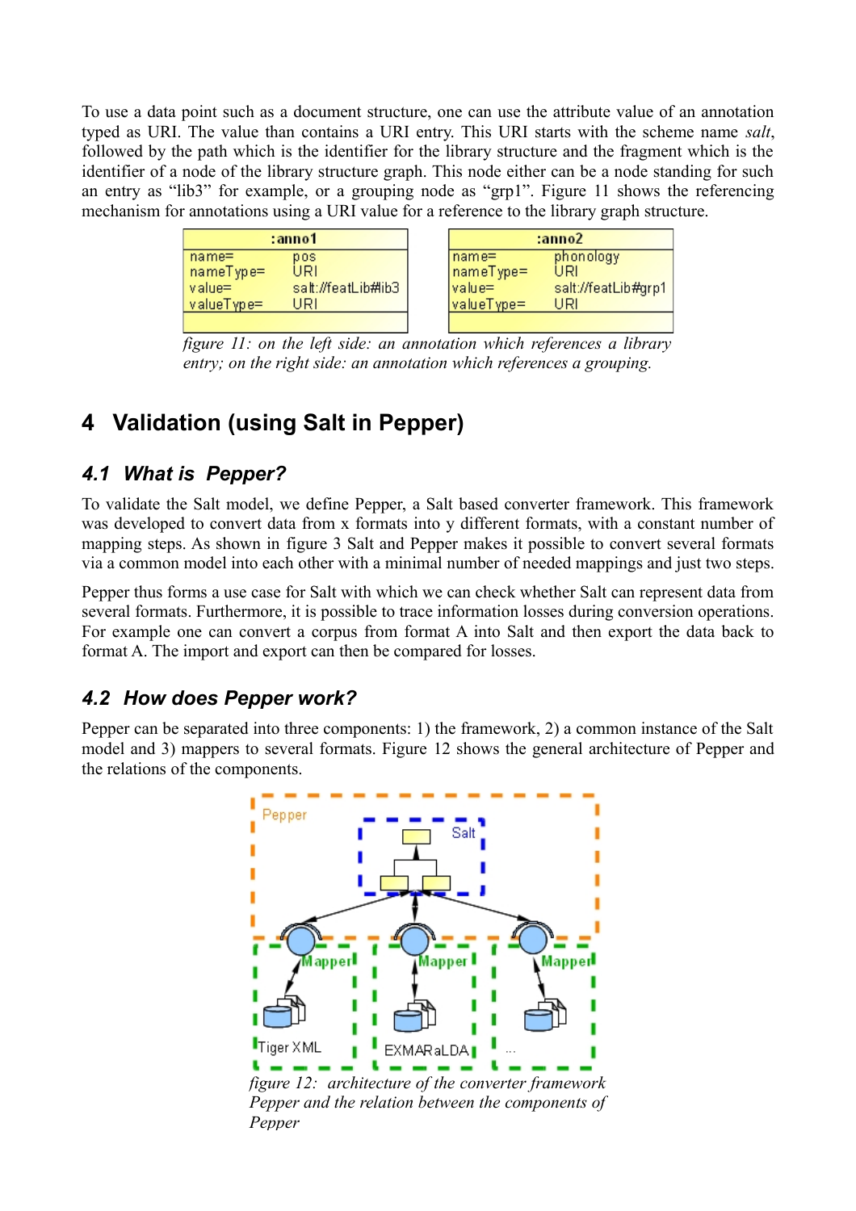To use a data point such as a document structure, one can use the attribute value of an annotation typed as URI. The value than contains a URI entry. This URI starts with the scheme name *salt*, followed by the path which is the identifier for the library structure and the fragment which is the identifier of a node of the library structure graph. This node either can be a node standing for such an entry as “lib3” for example, or a grouping node as “grpl”. Figure 11 shows the referencing mechanism for annotations using a URI value for a reference to the library graph structure.

| :anno1 | |
|---|---|
| name= | pos |
| nameType= | URI |
| value= | salt://featLib#lib3 |
| valueType= | URI |

| :anno2 | |
|---|---|
| name= | phonology |
| nameType= | URI |
| value= | salt://featLib#grp1 |
| valueType= | URI |

*figure 11: on the left side: an annotation which references a library entry; on the right side: an annotation which references a grouping.*

# 4 Validation (using Salt in Pepper)

## 4.1 What is Pepper?

To validate the Salt model, we define Pepper, a Salt based converter framework. This framework was developed to convert data from x formats into y different formats, with a constant number of mapping steps. As shown in figure 3 Salt and Pepper makes it possible to convert several formats via a common model into each other with a minimal number of needed mappings and just two steps.

Pepper thus forms a use case for Salt with which we can check whether Salt can represent data from several formats. Furthermore, it is possible to trace information losses during conversion operations. For example one can convert a corpus from format A into Salt and then export the data back to format A. The import and export can then be compared for losses.

## 4.2 How does Pepper work?

Pepper can be separated into three components: 1) the framework, 2) a common instance of the Salt model and 3) mappers to several formats. Figure 12 shows the general architecture of Pepper and the relations of the components.

*figure 12: architecture of the converter framework Pepper and the relation between the components of Pepper*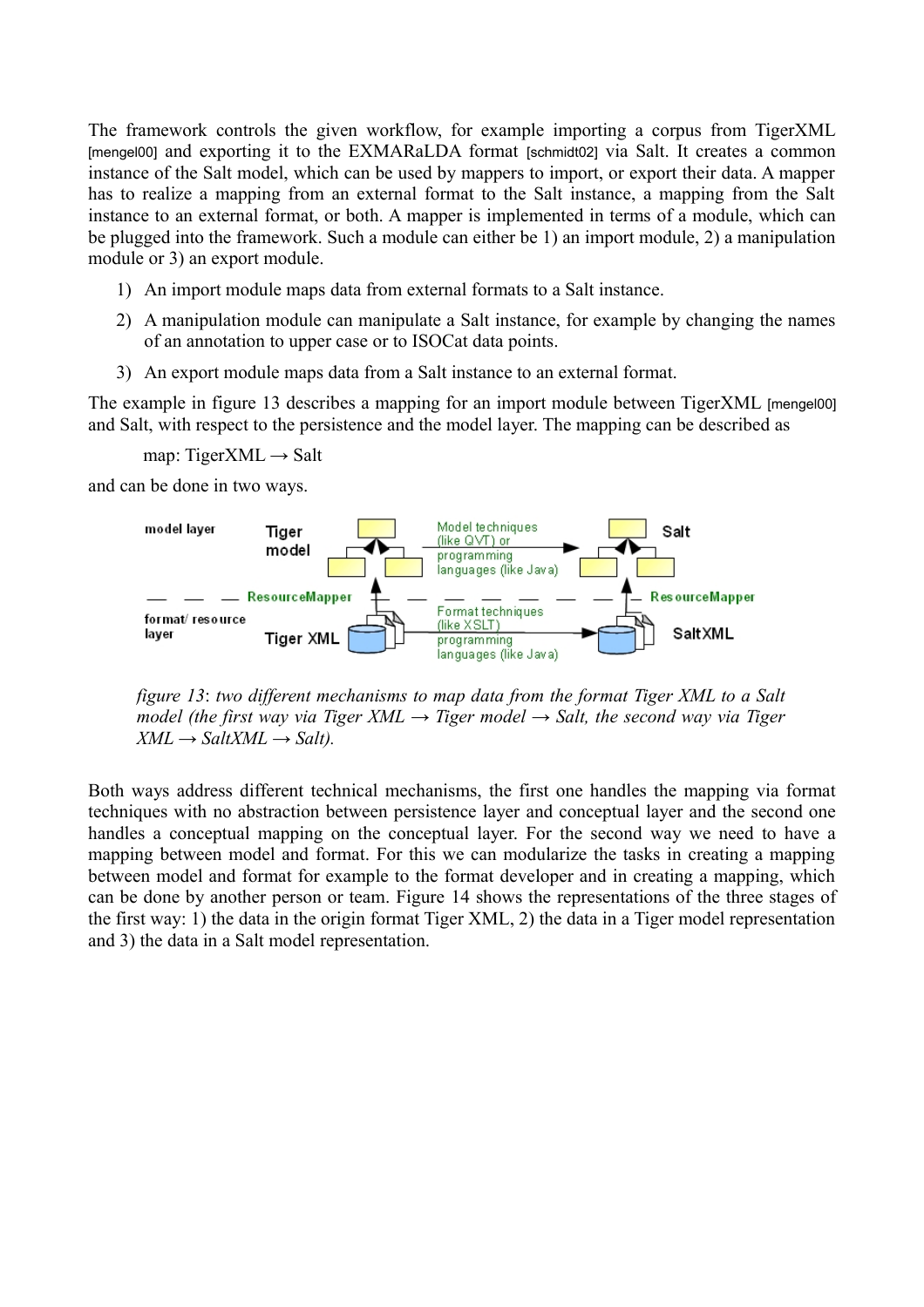The framework controls the given workflow, for example importing a corpus from TigerXML [mengel00] and exporting it to the EXMARaLDA format [schmidt02] via Salt. It creates a common instance of the Salt model, which can be used by mappers to import, or export their data. A mapper has to realize a mapping from an external format to the Salt instance, a mapping from the Salt instance to an external format, or both. A mapper is implemented in terms of a module, which can be plugged into the framework. Such a module can either be 1) an import module, 2) a manipulation module or 3) an export module.

1) An import module maps data from external formats to a Salt instance.
2) A manipulation module can manipulate a Salt instance, for example by changing the names of an annotation to upper case or to ISOCat data points.
3) An export module maps data from a Salt instance to an external format.

The example in figure 13 describes a mapping for an import module between TigerXML [mengel00] and Salt, with respect to the persistence and the model layer. The mapping can be described as

map: TigerXML → Salt

and can be done in two ways.

*figure 13*: *two different mechanisms to map data from the format Tiger XML to a Salt model (the first way via Tiger XML → Tiger model → Salt, the second way via Tiger XML → SaltXML → Salt).*

Both ways address different technical mechanisms, the first one handles the mapping via format techniques with no abstraction between persistence layer and conceptual layer and the second one handles a conceptual mapping on the conceptual layer. For the second way we need to have a mapping between model and format. For this we can modularize the tasks in creating a mapping between model and format for example to the format developer and in creating a mapping, which can be done by another person or team. Figure 14 shows the representations of the three stages of the first way: 1) the data in the origin format Tiger XML, 2) the data in a Tiger model representation and 3) the data in a Salt model representation.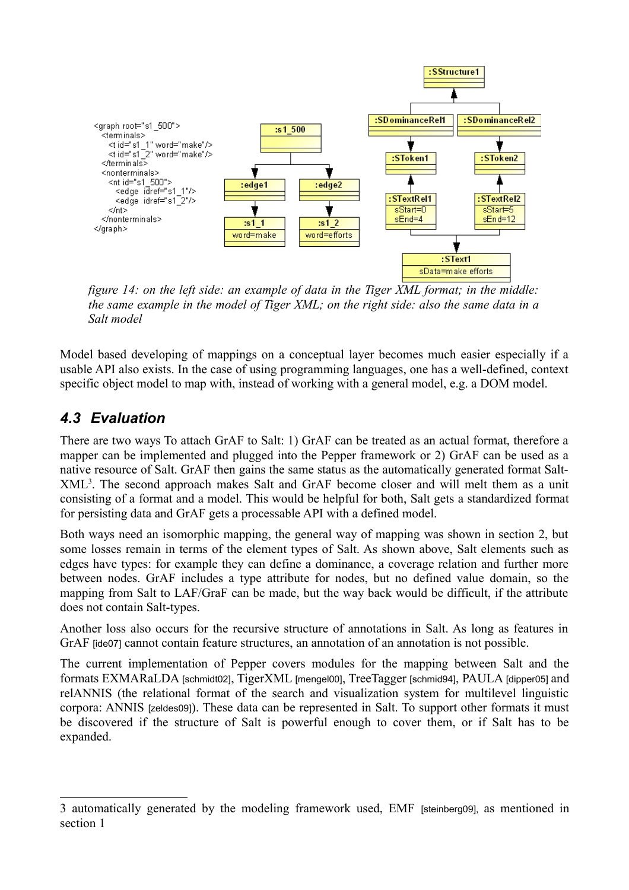```
<graph root="s1_500">
  <terminals>
    <t id="s1_1" word="make"/>
    <t id="s1_2" word="make"/>
  </terminals>
  <nonterminals>
    <nt id="s1_500">
      <edge idref="s1_1"/>
      <edge idref="s1_2"/>
    </nt>
  </nonterminals>
</graph>
```

*figure 14: on the left side: an example of data in the Tiger XML format; in the middle: the same example in the model of Tiger XML; on the right side: also the same data in a Salt model*

Model based developing of mappings on a conceptual layer becomes much easier especially if a usable API also exists. In the case of using programming languages, one has a well-defined, context specific object model to map with, instead of working with a general model, e.g. a DOM model.

## *4.3 Evaluation*

There are two ways To attach GrAF to Salt: 1) GrAF can be treated as an actual format, therefore a mapper can be implemented and plugged into the Pepper framework or 2) GrAF can be used as a native resource of Salt. GrAF then gains the same status as the automatically generated format Salt-XML[3]. The second approach makes Salt and GrAF become closer and will melt them as a unit consisting of a format and a model. This would be helpful for both, Salt gets a standardized format for persisting data and GrAF gets a processable API with a defined model.

Both ways need an isomorphic mapping, the general way of mapping was shown in section 2, but some losses remain in terms of the element types of Salt. As shown above, Salt elements such as edges have types: for example they can define a dominance, a coverage relation and further more between nodes. GrAF includes a type attribute for nodes, but no defined value domain, so the mapping from Salt to LAF/GraF can be made, but the way back would be difficult, if the attribute does not contain Salt-types.

Another loss also occurs for the recursive structure of annotations in Salt. As long as features in GrAF [ide07] cannot contain feature structures, an annotation of an annotation is not possible.

The current implementation of Pepper covers modules for the mapping between Salt and the formats EXMARaLDA [schmidt02], TigerXML [mengel00], TreeTagger [schmid94], PAULA [dipper05] and relANNIS (the relational format of the search and visualization system for multilevel linguistic corpora: ANNIS [zeldes09]). These data can be represented in Salt. To support other formats it must be discovered if the structure of Salt is powerful enough to cover them, or if Salt has to be expanded.

---

3 automatically generated by the modeling framework used, EMF [steinberg09], as mentioned in section 1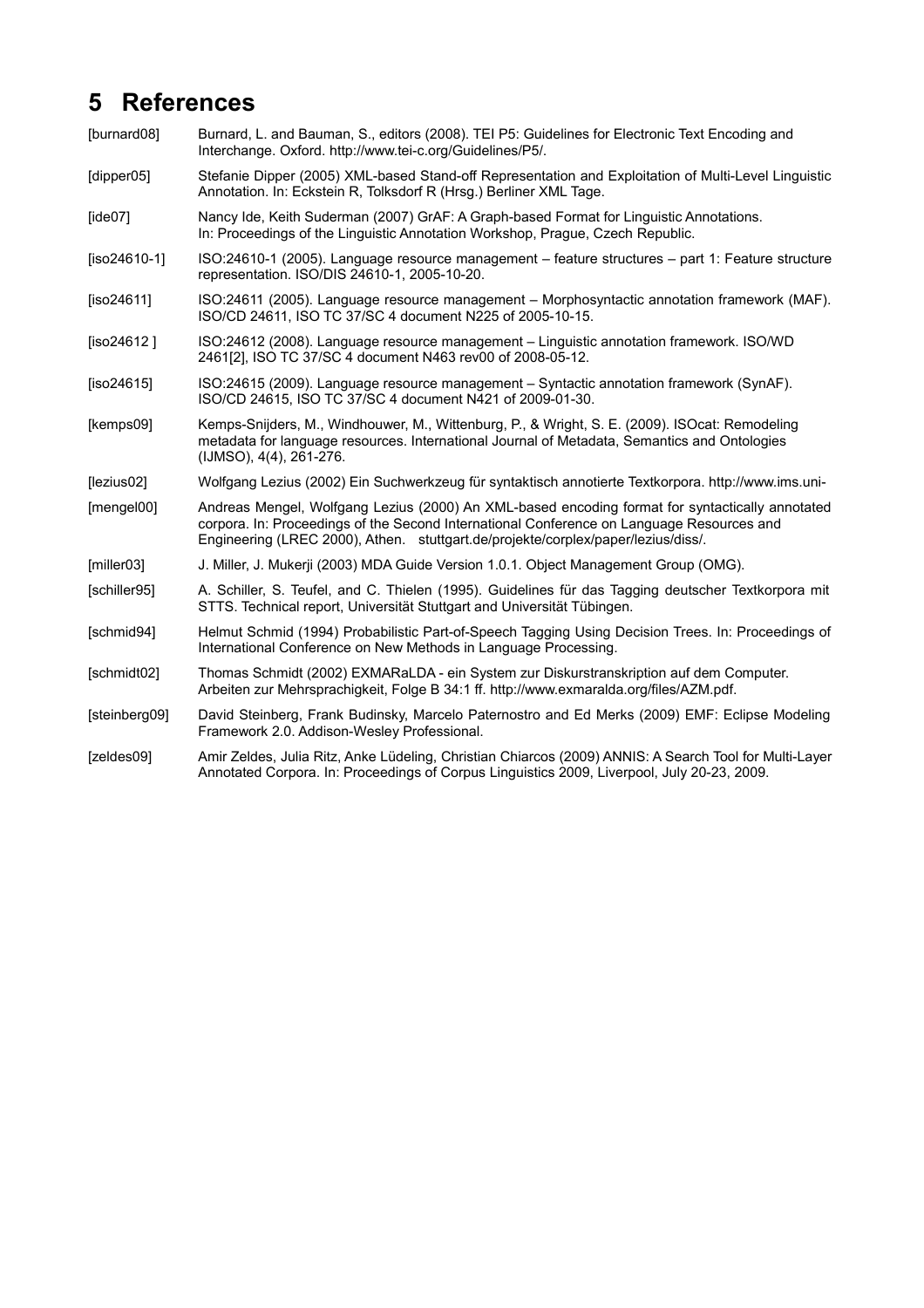# 5 References

[burnard08] Burnard, L. and Bauman, S., editors (2008). TEI P5: Guidelines for Electronic Text Encoding and Interchange. Oxford. http://www.tei-c.org/Guidelines/P5/.

[dipper05] Stefanie Dipper (2005) XML-based Stand-off Representation and Exploitation of Multi-Level Linguistic Annotation. In: Eckstein R, Tolksdorf R (Hrsg.) Berliner XML Tage.

[ide07] Nancy Ide, Keith Suderman (2007) GrAF: A Graph-based Format for Linguistic Annotations. In: Proceedings of the Linguistic Annotation Workshop, Prague, Czech Republic.

[iso24610-1] ISO:24610-1 (2005). Language resource management – feature structures – part 1: Feature structure representation. ISO/DIS 24610-1, 2005-10-20.

[iso24611] ISO:24611 (2005). Language resource management – Morphosyntactic annotation framework (MAF). ISO/CD 24611, ISO TC 37/SC 4 document N225 of 2005-10-15.

[iso24612 ] ISO:24612 (2008). Language resource management – Linguistic annotation framework. ISO/WD 2461[2], ISO TC 37/SC 4 document N463 rev00 of 2008-05-12.

[iso24615] ISO:24615 (2009). Language resource management – Syntactic annotation framework (SynAF). ISO/CD 24615, ISO TC 37/SC 4 document N421 of 2009-01-30.

[kemps09] Kemps-Snijders, M., Windhouwer, M., Wittenburg, P., & Wright, S. E. (2009). ISOcat: Remodeling metadata for language resources. International Journal of Metadata, Semantics and Ontologies (IJMSO), 4(4), 261-276.

[lezius02] Wolfgang Lezius (2002) Ein Suchwerkzeug für syntaktisch annotierte Textkorpora. http://www.ims.uni-

[mengel00] Andreas Mengel, Wolfgang Lezius (2000) An XML-based encoding format for syntactically annotated corpora. In: Proceedings of the Second International Conference on Language Resources and Engineering (LREC 2000), Athen. stuttgart.de/projekte/corplex/paper/lezius/diss/.

[miller03] J. Miller, J. Mukerji (2003) MDA Guide Version 1.0.1. Object Management Group (OMG).

[schiller95] A. Schiller, S. Teufel, and C. Thielen (1995). Guidelines für das Tagging deutscher Textkorpora mit STTS. Technical report, Universität Stuttgart and Universität Tübingen.

[schmid94] Helmut Schmid (1994) Probabilistic Part-of-Speech Tagging Using Decision Trees. In: Proceedings of International Conference on New Methods in Language Processing.

[schmidt02] Thomas Schmidt (2002) EXMARaLDA - ein System zur Diskurstranskription auf dem Computer. Arbeiten zur Mehrsprachigkeit, Folge B 34:1 ff. http://www.exmaralda.org/files/AZM.pdf.

[steinberg09] David Steinberg, Frank Budinsky, Marcelo Paternostro and Ed Merks (2009) EMF: Eclipse Modeling Framework 2.0. Addison-Wesley Professional.

[zeldes09] Amir Zeldes, Julia Ritz, Anke Lüdeling, Christian Chiarcos (2009) ANNIS: A Search Tool for Multi-Layer Annotated Corpora. In: Proceedings of Corpus Linguistics 2009, Liverpool, July 20-23, 2009.